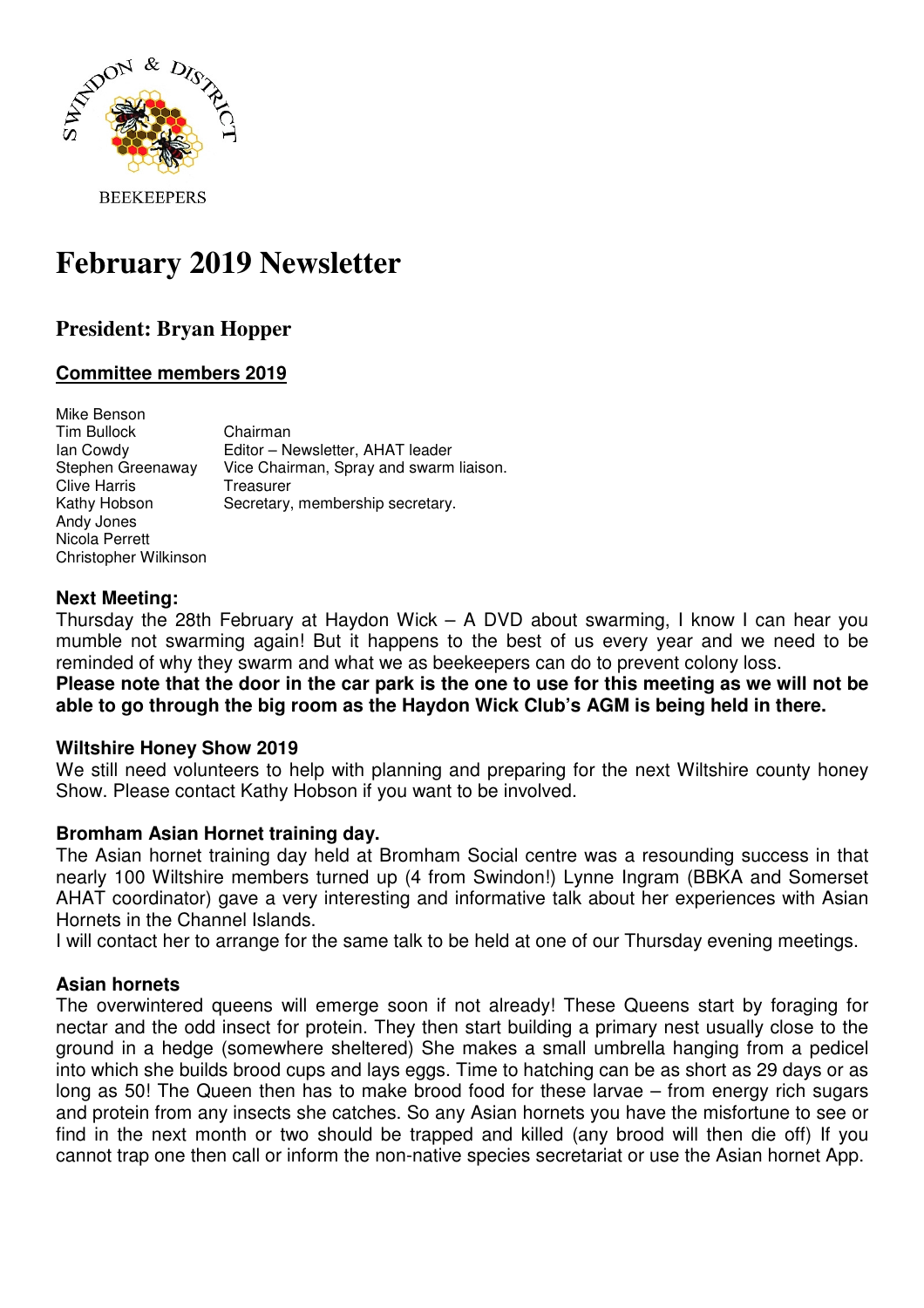SWINDON & DISTRICT

BEEKEEPERS

# February 2019 Newsletter

## President: Bryan Hopper

### Committee members 2019

| | |
|---|---|
| Mike Benson | |
| Tim Bullock | Chairman |
| Ian Cowdy | Editor – Newsletter, AHAT leader |
| Stephen Greenaway | Vice Chairman, Spray and swarm liaison. |
| Clive Harris | Treasurer |
| Kathy Hobson | Secretary, membership secretary. |
| Andy Jones | |
| Nicola Perrett | |
| Christopher Wilkinson | |

**Next Meeting:**

Thursday the 28th February at Haydon Wick – A DVD about swarming, I know I can hear you mumble not swarming again! But it happens to the best of us every year and we need to be reminded of why they swarm and what we as beekeepers can do to prevent colony loss.

**Please note that the door in the car park is the one to use for this meeting as we will not be able to go through the big room as the Haydon Wick Club's AGM is being held in there.**

**Wiltshire Honey Show 2019**

We still need volunteers to help with planning and preparing for the next Wiltshire county honey Show. Please contact Kathy Hobson if you want to be involved.

**Bromham Asian Hornet training day.**

The Asian hornet training day held at Bromham Social centre was a resounding success in that nearly 100 Wiltshire members turned up (4 from Swindon!) Lynne Ingram (BBKA and Somerset AHAT coordinator) gave a very interesting and informative talk about her experiences with Asian Hornets in the Channel Islands.

I will contact her to arrange for the same talk to be held at one of our Thursday evening meetings.

**Asian hornets**

The overwintered queens will emerge soon if not already! These Queens start by foraging for nectar and the odd insect for protein. They then start building a primary nest usually close to the ground in a hedge (somewhere sheltered) She makes a small umbrella hanging from a pedicel into which she builds brood cups and lays eggs. Time to hatching can be as short as 29 days or as long as 50! The Queen then has to make brood food for these larvae – from energy rich sugars and protein from any insects she catches. So any Asian hornets you have the misfortune to see or find in the next month or two should be trapped and killed (any brood will then die off) If you cannot trap one then call or inform the non-native species secretariat or use the Asian hornet App.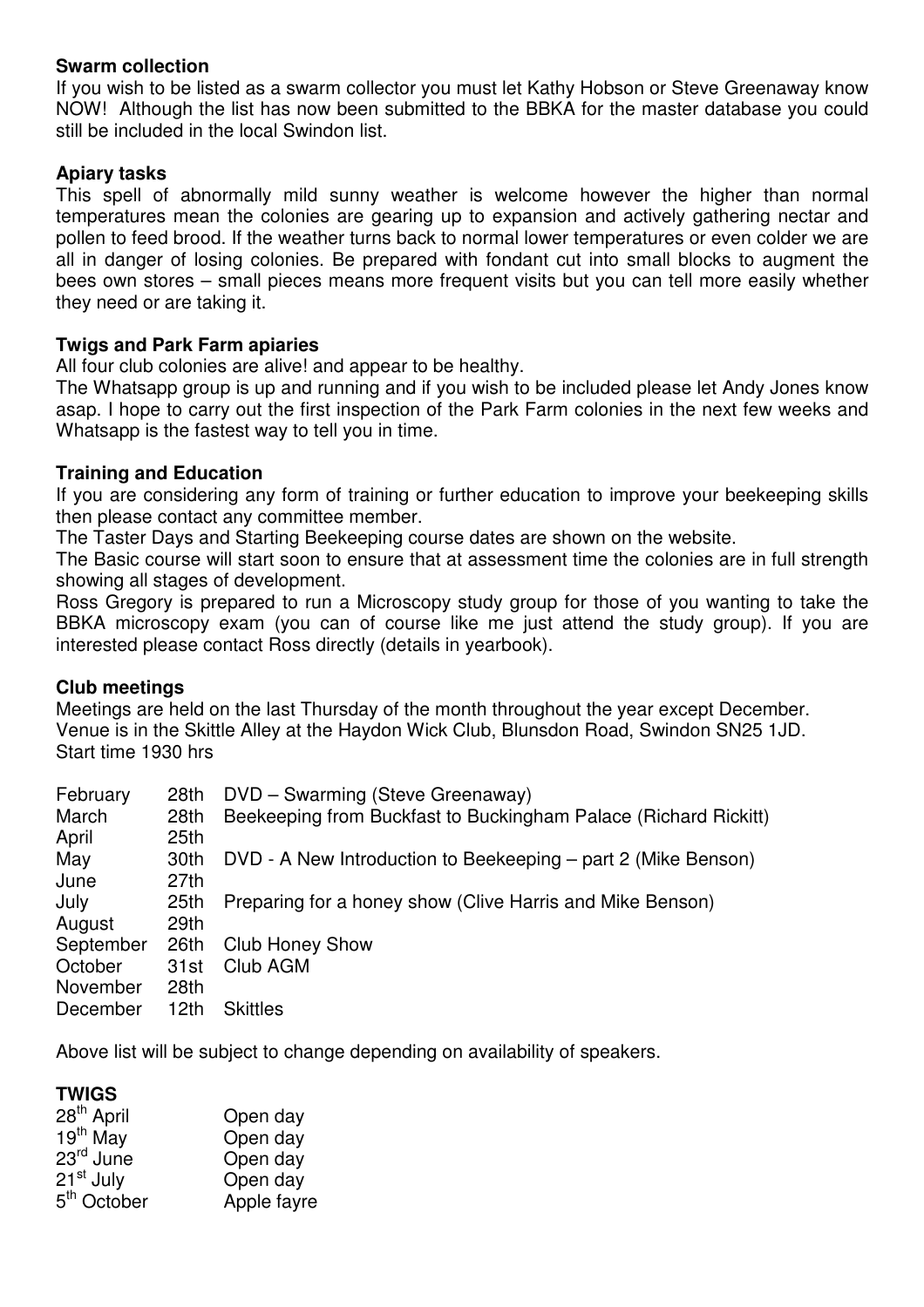**Swarm collection**

If you wish to be listed as a swarm collector you must let Kathy Hobson or Steve Greenaway know NOW! Although the list has now been submitted to the BBKA for the master database you could still be included in the local Swindon list.

**Apiary tasks**

This spell of abnormally mild sunny weather is welcome however the higher than normal temperatures mean the colonies are gearing up to expansion and actively gathering nectar and pollen to feed brood. If the weather turns back to normal lower temperatures or even colder we are all in danger of losing colonies. Be prepared with fondant cut into small blocks to augment the bees own stores – small pieces means more frequent visits but you can tell more easily whether they need or are taking it.

**Twigs and Park Farm apiaries**

All four club colonies are alive! and appear to be healthy.

The Whatsapp group is up and running and if you wish to be included please let Andy Jones know asap. I hope to carry out the first inspection of the Park Farm colonies in the next few weeks and Whatsapp is the fastest way to tell you in time.

**Training and Education**

If you are considering any form of training or further education to improve your beekeeping skills then please contact any committee member.

The Taster Days and Starting Beekeeping course dates are shown on the website.

The Basic course will start soon to ensure that at assessment time the colonies are in full strength showing all stages of development.

Ross Gregory is prepared to run a Microscopy study group for those of you wanting to take the BBKA microscopy exam (you can of course like me just attend the study group). If you are interested please contact Ross directly (details in yearbook).

**Club meetings**

Meetings are held on the last Thursday of the month throughout the year except December.
Venue is in the Skittle Alley at the Haydon Wick Club, Blunsdon Road, Swindon SN25 1JD.
Start time 1930 hrs

| | | |
|---|---|---|
| February | 28th | DVD – Swarming (Steve Greenaway) |
| March | 28th | Beekeeping from Buckfast to Buckingham Palace (Richard Rickitt) |
| April | 25th | |
| May | 30th | DVD - A New Introduction to Beekeeping – part 2 (Mike Benson) |
| June | 27th | |
| July | 25th | Preparing for a honey show (Clive Harris and Mike Benson) |
| August | 29th | |
| September | 26th | Club Honey Show |
| October | 31st | Club AGM |
| November | 28th | |
| December | 12th | Skittles |

Above list will be subject to change depending on availability of speakers.

**TWIGS**

| | |
|---|---|
| 28th April | Open day |
| 19th May | Open day |
| 23rd June | Open day |
| 21st July | Open day |
| 5th October | Apple fayre |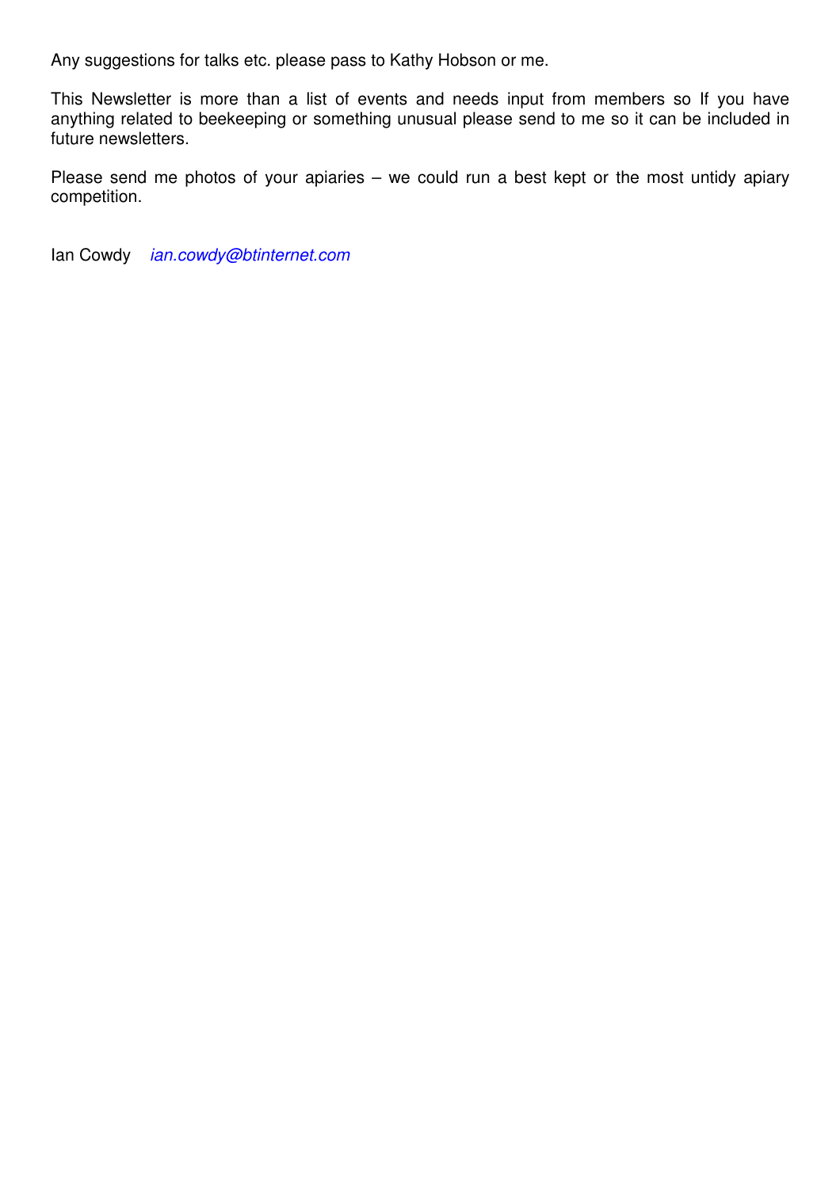Any suggestions for talks etc. please pass to Kathy Hobson or me.

This Newsletter is more than a list of events and needs input from members so If you have anything related to beekeeping or something unusual please send to me so it can be included in future newsletters.

Please send me photos of your apiaries – we could run a best kept or the most untidy apiary competition.

Ian Cowdy *ian.cowdy@btinternet.com*